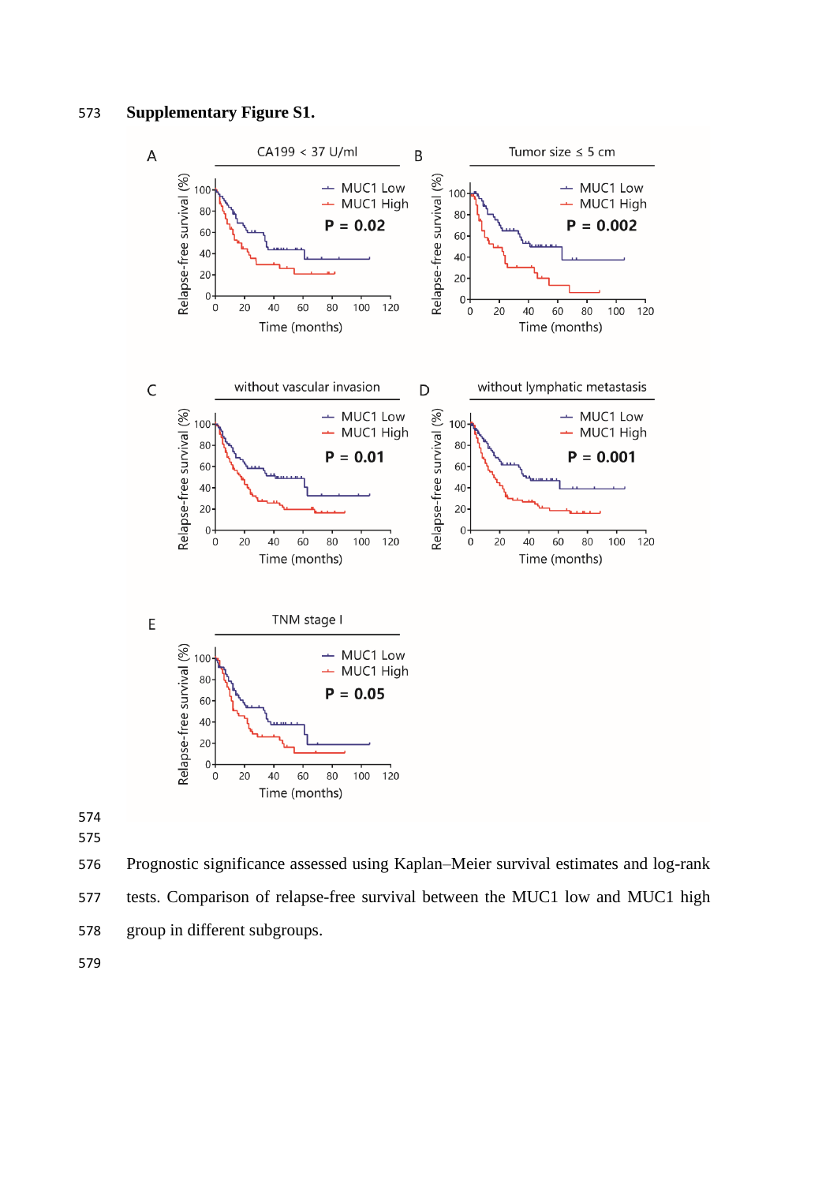**Supplementary Figure S1.**

Prognostic significance assessed using Kaplan–Meier survival estimates and log-rank tests. Comparison of relapse-free survival between the MUC1 low and MUC1 high group in different subgroups.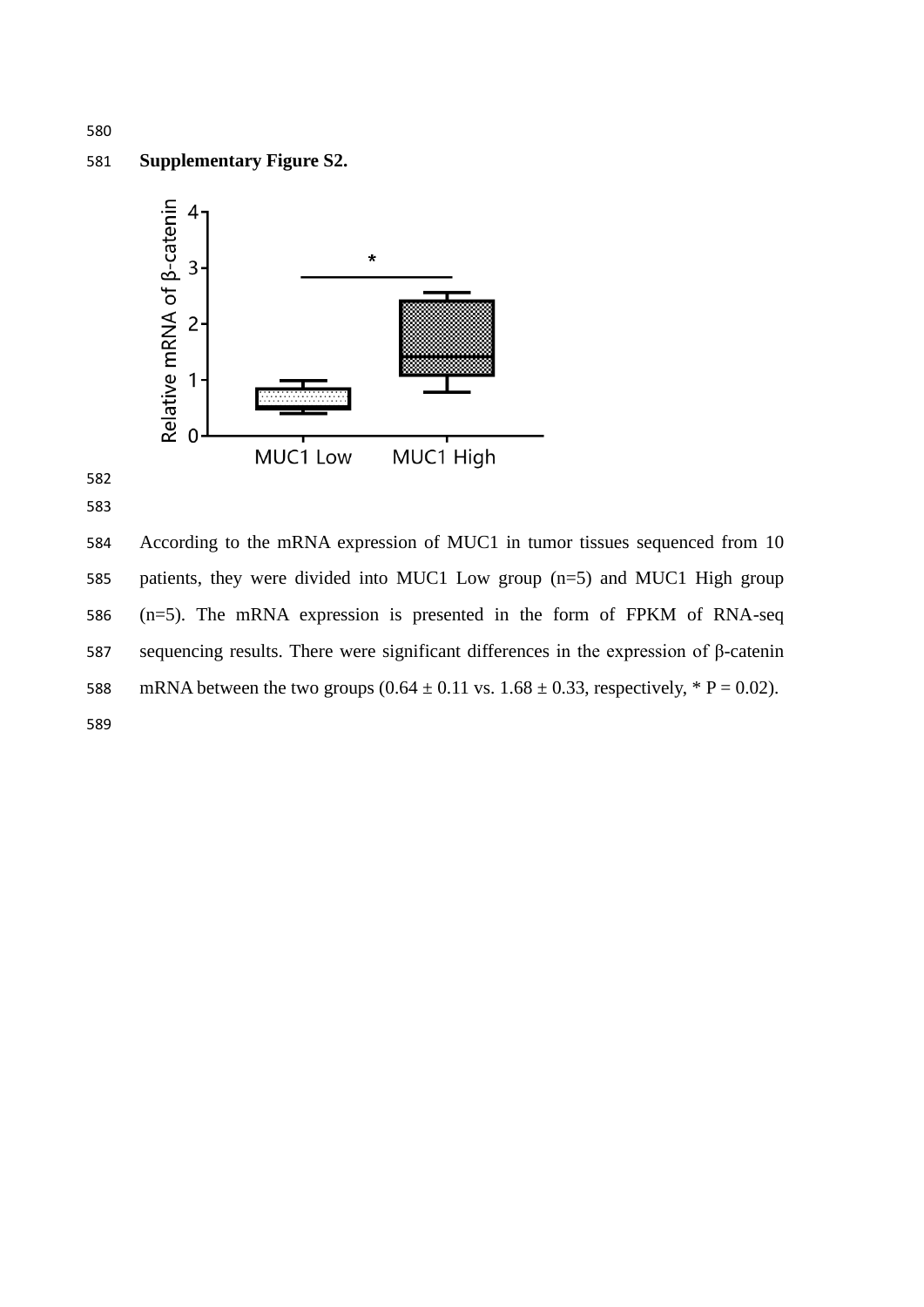**Supplementary Figure S2.**

According to the mRNA expression of MUC1 in tumor tissues sequenced from 10 patients, they were divided into MUC1 Low group (n=5) and MUC1 High group (n=5). The mRNA expression is presented in the form of FPKM of RNA-seq sequencing results. There were significant differences in the expression of β-catenin mRNA between the two groups ($0.64 \pm 0.11$ vs. $1.68 \pm 0.33$, respectively, * $P = 0.02$).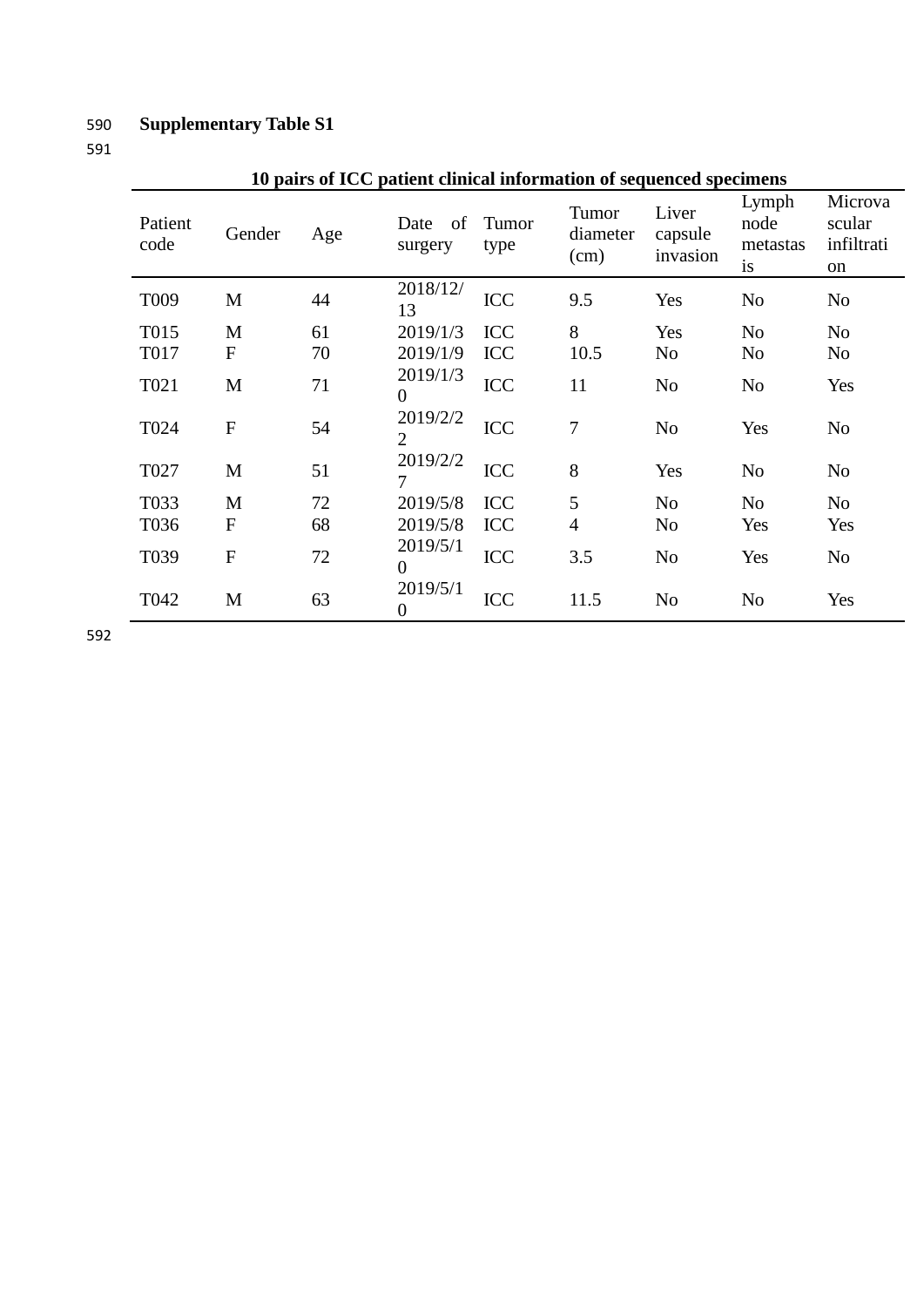**Supplementary Table S1**

**10 pairs of ICC patient clinical information of sequenced specimens**

| Patient code | Gender | Age | Date of surgery | Tumor type | Tumor diameter (cm) | Liver capsule invasion | Lymph node metastasis | Microvascular infiltration |
|---|---|---|---|---|---|---|---|---|
| T009 | M | 44 | 2018/12/13 | ICC | 9.5 | Yes | No | No |
| T015 | M | 61 | 2019/1/3 | ICC | 8 | Yes | No | No |
| T017 | F | 70 | 2019/1/9 | ICC | 10.5 | No | No | No |
| T021 | M | 71 | 2019/1/30 | ICC | 11 | No | No | Yes |
| T024 | F | 54 | 2019/2/22 | ICC | 7 | No | Yes | No |
| T027 | M | 51 | 2019/2/27 | ICC | 8 | Yes | No | No |
| T033 | M | 72 | 2019/5/8 | ICC | 5 | No | No | No |
| T036 | F | 68 | 2019/5/8 | ICC | 4 | No | Yes | Yes |
| T039 | F | 72 | 2019/5/10 | ICC | 3.5 | No | Yes | No |
| T042 | M | 63 | 2019/5/10 | ICC | 11.5 | No | No | Yes |